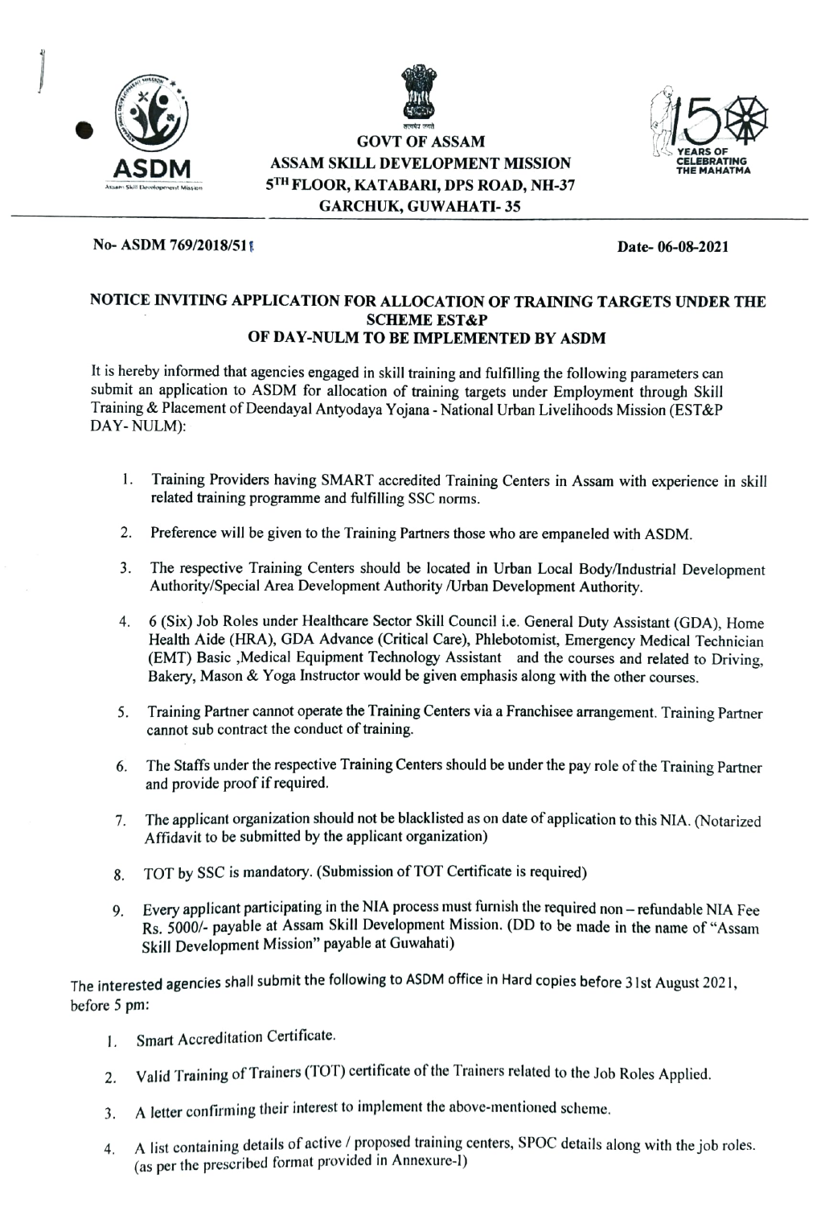**GOVT OF ASSAM**
**ASSAM SKILL DEVELOPMENT MISSION**
**5TH FLOOR, KATABARI, DPS ROAD, NH-37**
**GARCHUK, GUWAHATI- 35**

**No- ASDM 769/2018/51** **Date- 06-08-2021**

## NOTICE INVITING APPLICATION FOR ALLOCATION OF TRAINING TARGETS UNDER THE SCHEME EST&P OF DAY-NULM TO BE IMPLEMENTED BY ASDM

It is hereby informed that agencies engaged in skill training and fulfilling the following parameters can submit an application to ASDM for allocation of training targets under Employment through Skill Training & Placement of Deendayal Antyodaya Yojana - National Urban Livelihoods Mission (EST&P DAY- NULM):

1. Training Providers having SMART accredited Training Centers in Assam with experience in skill related training programme and fulfilling SSC norms.
2. Preference will be given to the Training Partners those who are empaneled with ASDM.
3. The respective Training Centers should be located in Urban Local Body/Industrial Development Authority/Special Area Development Authority /Urban Development Authority.
4. 6 (Six) Job Roles under Healthcare Sector Skill Council i.e. General Duty Assistant (GDA), Home Health Aide (HRA), GDA Advance (Critical Care), Phlebotomist, Emergency Medical Technician (EMT) Basic ,Medical Equipment Technology Assistant and the courses and related to Driving, Bakery, Mason & Yoga Instructor would be given emphasis along with the other courses.
5. Training Partner cannot operate the Training Centers via a Franchisee arrangement. Training Partner cannot sub contract the conduct of training.
6. The Staffs under the respective Training Centers should be under the pay role of the Training Partner and provide proof if required.
7. The applicant organization should not be blacklisted as on date of application to this NIA. (Notarized Affidavit to be submitted by the applicant organization)
8. TOT by SSC is mandatory. (Submission of TOT Certificate is required)
9. Every applicant participating in the NIA process must furnish the required non – refundable NIA Fee Rs. 5000/- payable at Assam Skill Development Mission. (DD to be made in the name of "Assam Skill Development Mission" payable at Guwahati)

The interested agencies shall submit the following to ASDM office in Hard copies before 31st August 2021, before 5 pm:

1. Smart Accreditation Certificate.
2. Valid Training of Trainers (TOT) certificate of the Trainers related to the Job Roles Applied.
3. A letter confirming their interest to implement the above-mentioned scheme.
4. A list containing details of active / proposed training centers, SPOC details along with the job roles. (as per the prescribed format provided in Annexure-I)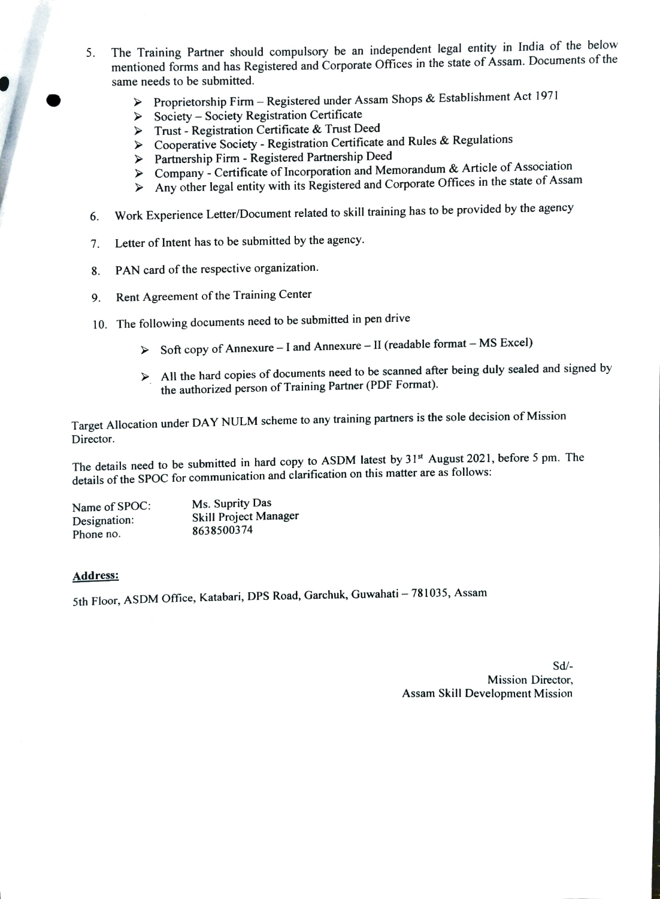5. The Training Partner should compulsory be an independent legal entity in India of the below mentioned forms and has Registered and Corporate Offices in the state of Assam. Documents of the same needs to be submitted.

   - Proprietorship Firm – Registered under Assam Shops & Establishment Act 1971
   - Society – Society Registration Certificate
   - Trust - Registration Certificate & Trust Deed
   - Cooperative Society - Registration Certificate and Rules & Regulations
   - Partnership Firm - Registered Partnership Deed
   - Company - Certificate of Incorporation and Memorandum & Article of Association
   - Any other legal entity with its Registered and Corporate Offices in the state of Assam

6. Work Experience Letter/Document related to skill training has to be provided by the agency

7. Letter of Intent has to be submitted by the agency.

8. PAN card of the respective organization.

9. Rent Agreement of the Training Center

10. The following documents need to be submitted in pen drive

    - Soft copy of Annexure – I and Annexure – II (readable format – MS Excel)
    - All the hard copies of documents need to be scanned after being duly sealed and signed by the authorized person of Training Partner (PDF Format).

Target Allocation under DAY NULM scheme to any training partners is the sole decision of Mission Director.

The details need to be submitted in hard copy to ASDM latest by 31st August 2021, before 5 pm. The details of the SPOC for communication and clarification on this matter are as follows:

| | |
|---|---|
| Name of SPOC: | Ms. Suprity Das |
| Designation: | Skill Project Manager |
| Phone no. | 8638500374 |

**Address:**

5th Floor, ASDM Office, Katabari, DPS Road, Garchuk, Guwahati – 781035, Assam

Sd/-
Mission Director,
Assam Skill Development Mission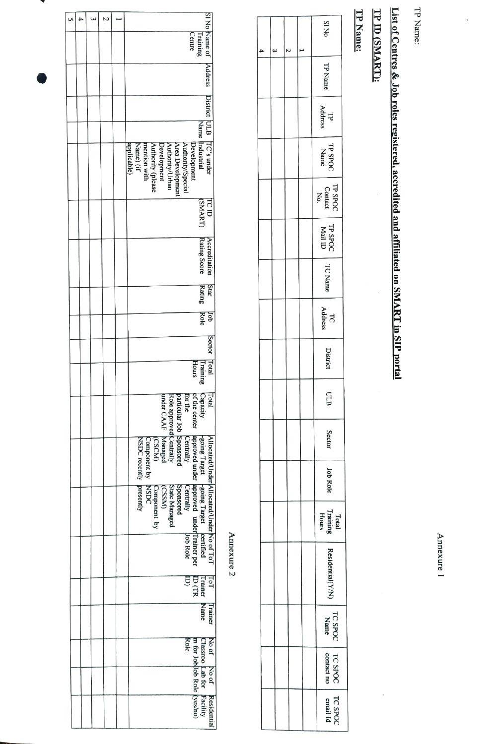TP Name:

Annexure 1

## List of Centres & Job roles registered, accredited and affiliated on SMART in SIP portal

**TP ID (SMART):**

**TP Name:**

| Sl No | TP Name | TP Address | TP SPOC Name | TP SPOC Contact No. | TP SPOC Mail ID | TC Name | TC Address | District | ULB | Sector | Job Role | Total Training Hours | Residential(Y/N) | TC SPOC Name | TC SPOC contact no | TC SPOC email Id |
|---|---|---|---|---|---|---|---|---|---|---|---|---|---|---|---|---|
| 1 | | | | | | | | | | | | | | | | |
| 2 | | | | | | | | | | | | | | | | |
| 3 | | | | | | | | | | | | | | | | |
| 4 | | | | | | | | | | | | | | | | |

Annexure 2

| Sl No | Name of Training Centre | Address | District | ULB Name | TC's under Industrial Development Authority/Special Area Development Authority/Urban Development Authority (please mention with Name) (if applicable) | TC ID (SMART) | Accreditation Rating Score | Star Rating | Job Role | Sector | Total Training Hours | Total Capacity of the center for the particular Job Role approved under CAAF | Allocated/Under-going Target approved under Centrally Sponsored Centrally Managed (CSCM) Component by NSDC recently | Allocated/Under-going Target approved under Centrally Sponsored State Managed (CSSM) Component by NSDC presently | No of ToT certified Trainer per Job Role | ToT Trainer ID (TR ID) | Trainer Name | No of Classroom for Job Role | No of Lab for Job Role | Residential Facility (yes/no) |
|---|---|---|---|---|---|---|---|---|---|---|---|---|---|---|---|---|---|---|---|---|
| 1 | | | | | | | | | | | | | | | | | | | | |
| 2 | | | | | | | | | | | | | | | | | | | | |
| 3 | | | | | | | | | | | | | | | | | | | | |
| 4 | | | | | | | | | | | | | | | | | | | | |
| 5 | | | | | | | | | | | | | | | | | | | | |